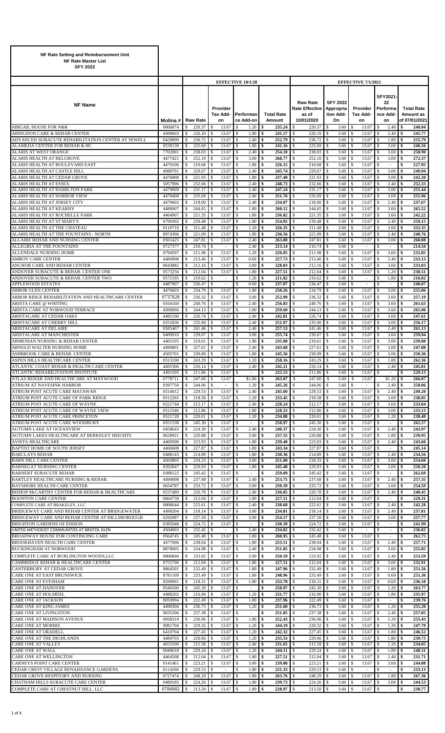**NF Rate Setting and Reimbursement Unit**
**NF Rate Master List**
**SFY 2022**

| NF Name | Molina # | EFFECTIVE 10/1/20 Raw Rate | Provider Tax Add-on | Performance Add-on | Total Rate Amount | EFFECTIVE 7/1/2021 Raw Rate Effective as of 10/01/2020 | SFY 2022 Appropriation Add-On | Provider Tax Add-on | SFY2021-22 Performance Add-on | Total Rate Amount as of 07/01/2021 |
|---|---|---|---|---|---|---|---|---|---|---|
| ABIGAIL HOUSE FOR N&R | 0006874 | $ 220.37 | $ 13.67 | $ 1.20 | $ 235.24 | $ 220.37 | $ 3.60 | $ 13.67 | $ 2.40 | $ 240.04 |
| ABINGDON CARE & REHAB CENTER | 4499603 | $ 226.10 | $ 13.67 | $ 1.80 | $ 241.57 | $ 226.10 | $ 3.60 | $ 13.67 | $ 2.40 | $ 245.77 |
| ADVANCED SUBACUTE REHABILITATION CENTER AT SEWELL | 0429899 | $ 236.72 | $ 13.67 | $ 2.40 | $ 252.79 | $ 236.72 | $ 3.60 | $ 13.67 | $ 1.80 | $ 255.79 |
| ALAMEDA CENTER FOR REHAB & HC | 0539139 | $ 225.69 | $ 13.67 | $ 1.80 | $ 241.16 | $ 225.69 | $ 3.60 | $ 13.67 | $ 3.60 | $ 246.56 |
| ALARIS AT WEST ORANGE | 7702001 | $ 238.03 | $ 13.67 | $ 2.40 | $ 254.10 | $ 238.03 | $ 3.60 | $ 13.67 | $ 3.60 | $ 258.90 |
| ALARIS HEALTH AT BELGROVE | 4477421 | $ 252.10 | $ 13.67 | $ 3.00 | $ 268.77 | $ 252.10 | $ 3.60 | $ 13.67 | $ 3.00 | $ 272.37 |
| ALARIS HEALTH AT BOULEVARD EAST | 4479106 | $ 210.68 | $ 13.67 | $ 1.80 | $ 226.15 | $ 210.68 | $ 3.60 | $ 13.67 | $ - | $ 227.95 |
| ALARIS HEALTH AT CASTLE HILL | 4988701 | $ 229.67 | $ 13.67 | $ 2.40 | $ 245.74 | $ 229.67 | $ 3.60 | $ 13.67 | $ 3.00 | $ 249.94 |
| ALARIS HEALTH AT CEDAR GROVE | 4476808 | $ 221.93 | $ 13.67 | $ 1.80 | $ 237.40 | $ 221.93 | $ 3.60 | $ 13.67 | $ 3.00 | $ 242.20 |
| ALARIS HEALTH AT ESSEX | 5057906 | $ 232.66 | $ 13.67 | $ 2.40 | $ 248.73 | $ 232.66 | $ 3.60 | $ 13.67 | $ 2.40 | $ 252.33 |
| ALARIS HEALTH AT HAMILTON PARK | 4479009 | $ 231.17 | $ 13.67 | $ 2.40 | $ 247.24 | $ 231.17 | $ 3.60 | $ 13.67 | $ 3.00 | $ 251.44 |
| ALARIS HEALTH AT HARBOR VIEW | 4479408 | $ 235.69 | $ 13.67 | $ 2.40 | $ 251.76 | $ 235.69 | $ 3.60 | $ 13.67 | $ 3.00 | $ 255.96 |
| ALARIS HEALTH AT JERSEY CITY | 4479602 | $ 218.00 | $ 13.67 | $ 2.40 | $ 234.07 | $ 218.00 | $ 3.60 | $ 13.67 | $ 2.40 | $ 237.67 |
| ALARIS HEALTH AT KEARNY | 4480007 | $ 244.65 | $ 13.67 | $ 1.80 | $ 260.12 | $ 244.65 | $ 3.60 | $ 13.67 | $ 3.60 | $ 265.52 |
| ALARIS HEALTH AT ROCHELLE PARK | 4464907 | $ 221.35 | $ 13.67 | $ 1.80 | $ 236.82 | $ 221.35 | $ 3.60 | $ 13.67 | $ 3.60 | $ 242.22 |
| ALARIS HEALTH AT ST MARY'S | 6799302 | $ 239.48 | $ 13.67 | $ 1.80 | $ 254.95 | $ 239.48 | $ 3.60 | $ 13.67 | $ 2.40 | $ 259.15 |
| ALARIS HEALTH AT THE CHATEAU | 0110710 | $ 311.48 | $ 13.67 | $ 1.20 | $ 326.35 | $ 311.48 | $ 3.60 | $ 13.67 | $ 3.60 | $ 332.35 |
| ALARIS HEALTH AT THE FOUNTAINS - NORTH | 8974306 | $ 221.09 | $ 13.67 | $ 1.80 | $ 236.56 | $ 221.09 | $ 3.60 | $ 13.67 | $ 2.40 | $ 240.76 |
| ALLAIRE REHAB AND NURSING CENTER | 0501425 | $ 247.81 | $ 13.67 | $ 2.40 | $ 263.88 | $ 247.81 | $ 3.60 | $ 13.67 | $ 3.00 | $ 268.08 |
| ALLEGRIA AT THE FOUNTAINS | 0727377 | $ 210.74 | $ - | $ 2.40 | $ 213.14 | $ 210.74 | $ 3.60 | $ - | $ - | $ 214.34 |
| ALLENDALE NURSING HOME | 0794597 | $ 211.98 | $ 13.67 | $ 1.20 | $ 226.85 | $ 211.98 | $ 3.60 | $ 13.67 | $ 3.60 | $ 232.85 |
| AMBOY CARE CENTER | 4484908 | $ 213.46 | $ 13.67 | $ 0.60 | $ 227.73 | $ 213.46 | $ 3.60 | $ 13.67 | $ 2.40 | $ 233.13 |
| ANCHOR CARE AND REHAB CENTER | 0643882 | $ 212.16 | $ 13.67 | $ 3.00 | $ 228.83 | $ 212.16 | $ 3.60 | $ 13.67 | $ 3.60 | $ 233.03 |
| ANDOVER SUBACUTE & REHAB. CENTER ONE | 0573256 | $ 212.04 | $ 13.67 | $ 1.80 | $ 227.51 | $ 212.04 | $ 3.60 | $ 13.67 | $ 1.20 | $ 230.51 |
| ANDOVER SUBACUTE & REHAB. CENTER TWO | 0572195 | $ 210.62 | $ - | $ 1.20 | $ 211.82 | $ 210.62 | $ 3.60 | $ - | $ 1.80 | $ 216.02 |
| APPLEWOOD ESTATES | 4487907 | $ 236.47 | $ - | $ 0.60 | $ 237.07 | $ 236.47 | $ 3.60 | $ - | $ - | $ 240.07 |
| ARBOR GLEN CENTER | 4476603 | $ 234.79 | $ 13.67 | $ 1.80 | $ 250.26 | $ 234.79 | $ 3.60 | $ 13.67 | $ 3.00 | $ 255.06 |
| ARBOR RIDGE REHABILITATION AND HEALTHCARE CENTER | 0737828 | $ 236.32 | $ 13.67 | $ 3.00 | $ 252.99 | $ 236.32 | $ 3.60 | $ 13.67 | $ 3.60 | $ 257.19 |
| ARISTA CARE @ WHITING | 0164160 | $ 240.76 | $ 13.67 | $ 2.40 | $ 256.83 | $ 240.76 | $ 3.60 | $ 13.67 | $ 3.60 | $ 261.63 |
| ARISTA CARE AT NORWOOD TERRACE | 4506006 | $ 244.13 | $ 13.67 | $ 1.80 | $ 259.60 | $ 244.13 | $ 3.60 | $ 13.67 | $ 3.60 | $ 265.00 |
| ARISTACARE AT CEDAR OAKS | 4485106 | $ 226.74 | $ 13.67 | $ 2.40 | $ 242.81 | $ 226.74 | $ 3.60 | $ 13.67 | $ 3.60 | $ 247.61 |
| ARISTACARE AT CHERRY HILL | 0251836 | $ 235.90 | $ 13.67 | $ 2.40 | $ 251.97 | $ 235.90 | $ 3.60 | $ 13.67 | $ 3.00 | $ 256.17 |
| ARISTACARE AT DELAIRE | 0585467 | $ 241.46 | $ 13.67 | $ 2.40 | $ 257.53 | $ 241.46 | $ 3.60 | $ 13.67 | $ 2.40 | $ 261.13 |
| ARISTACARE AT MANCHESTER | 0409910 | $ 239.07 | $ 13.67 | $ 3.00 | $ 255.74 | $ 239.07 | $ 3.60 | $ 13.67 | $ 3.60 | $ 259.94 |
| ARMENIAN NURSING & REHAB CENTER | 4465105 | $ 219.61 | $ 13.67 | $ 1.80 | $ 235.08 | $ 219.61 | $ 3.60 | $ 13.67 | $ 3.00 | $ 239.88 |
| ARNOLD WALTER NURSING HOME | 4490801 | $ 227.61 | $ 13.67 | $ 2.40 | $ 243.68 | $ 227.61 | $ 3.60 | $ 13.67 | $ 3.00 | $ 247.88 |
| ASHBROOK CARE & REHAB. CENTER | 4505701 | $ 230.09 | $ 13.67 | $ 1.80 | $ 245.56 | $ 230.09 | $ 3.60 | $ 13.67 | $ 3.00 | $ 250.36 |
| ASPEN HILLS HEALTHCARE CENTER | 0313190 | $ 243.29 | $ 13.67 | $ 1.20 | $ 258.16 | $ 243.29 | $ 3.60 | $ 13.67 | $ 1.80 | $ 262.36 |
| ATLANTIC COAST REHAB & HEALTH CARE CENTER | 4495306 | $ 226.14 | $ 13.67 | $ 2.40 | $ 242.21 | $ 226.14 | $ 3.60 | $ 13.67 | $ 2.40 | $ 245.81 |
| ATLANTIC REHABILITATION INSTITUTE | 4491505 | $ 211.86 | $ 13.67 | $ - | $ 225.53 | $ 211.86 | $ 3.60 | $ 13.67 | $ - | $ 229.13 |
| ATLAS REHAB AND HEALTHCARE AT MAYWOOD | 0778711 | $ 247.60 | $ 13.67 | $1.80 | $ 263.07 | $ 247.60 | $ 3.60 | $ 13.67 | $1.20 | $ 266.07 |
| ATRIUM AT NAVESINK HARBOR | 0397750 | $ 244.06 | $ - | $ 1.20 | $ 245.26 | $ 244.06 | $ 3.60 | $ - | $ 2.40 | $ 250.06 |
| ATRIUM POST ACUTE CARE MATAWAN | 0514012 | $ 229.53 | $ 13.67 | $ 2.40 | $ 245.60 | $ 229.53 | $ 3.60 | $ 13.67 | $ 2.40 | $ 249.20 |
| ATRIUM POST ACUTE CARE OF PARK RIDGE | 0512265 | $ 218.58 | $ 13.67 | $ 1.20 | $ 233.45 | $ 218.58 | $ 3.60 | $ 13.67 | $ 3.00 | $ 238.85 |
| ATRIUM POST ACUTE CARE OF WAYNE | 0521744 | $ 212.17 | $ 13.67 | $ 2.40 | $ 228.24 | $ 212.17 | $ 3.60 | $ 13.67 | $ 3.60 | $ 233.04 |
| ATRIUM POST ACUTE CARE OF WAYNE VIEW | 0512346 | $ 212.86 | $ 13.67 | $ 1.80 | $ 228.33 | $ 212.86 | $ 3.60 | $ 13.67 | $ 3.00 | $ 233.13 |
| ATRIUM POST ACUTE CARE PRINCETON | 0521728 | $ 220.01 | $ 13.67 | $ 1.20 | $ 234.88 | $ 220.01 | $ 3.60 | $ 13.67 | $ 1.20 | $ 238.48 |
| ATRIUM POST ACUTE CARE WOODBURY | 0551538 | $ 245.30 | $ 13.67 | $ - | $ 258.97 | $ 245.30 | $ 3.60 | $ 13.67 | $ - | $ 262.57 |
| AUTUMN LAKE AT OCEANVIEW | 0458643 | $ 224.30 | $ 13.67 | $ 2.40 | $ 240.37 | $ 224.30 | $ 3.60 | $ 13.67 | $ 2.40 | $ 243.97 |
| AUTUMN LAKES HEALTHCARE AT BERKELEY HEIGHTS | 0628921 | $ 220.88 | $ 13.67 | $ 3.00 | $ 237.55 | $ 220.88 | $ 3.60 | $ 13.67 | $ 1.80 | $ 239.95 |
| AVISTA HEALTHCARE | 4469500 | $ 223.93 | $ 13.67 | $ 1.80 | $ 239.40 | $ 223.93 | $ 3.60 | $ 13.67 | $ 2.40 | $ 243.60 |
| BAPTIST HOME OF SOUTH JERSEY | 4466608 | $ 227.87 | $ 13.67 | $ 1.80 | $ 243.34 | $ 227.87 | $ 3.60 | $ 13.67 | $ - | $ 245.14 |
| BARCLAYS REHAB | 0488143 | $ 214.89 | $ 13.67 | $ 1.80 | $ 230.36 | $ 214.89 | $ 3.60 | $ 13.67 | $ 2.40 | $ 234.56 |
| BARN HILL CARE CENTER | 4503805 | $ 234.33 | $ 13.67 | $ 3.00 | $ 251.00 | $ 234.33 | $ 3.60 | $ 13.67 | $ 3.00 | $ 254.60 |
| BARNEGAT NURSING CENTER | 0392847 | $ 229.93 | $ 13.67 | $ 1.80 | $ 245.40 | $ 229.93 | $ 3.60 | $ 13.67 | $ 3.00 | $ 250.20 |
| BARNERT SUBACUTE REHAB | 0388122 | $ 245.42 | $ 13.67 | $ - | $ 259.09 | $ 245.42 | $ 3.60 | $ 13.67 | $ - | $ 262.69 |
| BARTLEY HEALTHCARE NURSING & REHAB. | 4494008 | $ 237.68 | $ 13.67 | $ 2.40 | $ 253.75 | $ 237.68 | $ 3.60 | $ 13.67 | $ 2.40 | $ 257.35 |
| BAYSHORE HEALTH CARE CENTER | 0654787 | $ 233.72 | $ 13.67 | $ 3.00 | $ 250.39 | $ 233.72 | $ 3.60 | $ 13.67 | $ 3.60 | $ 254.59 |
| BISHOP McCARTHY CENTER FOR REHAB & HEALTHCARE | 0537489 | $ 220.78 | $ 13.67 | $ 2.40 | $ 236.85 | $ 220.78 | $ 3.60 | $ 13.67 | $ 2.40 | $ 240.45 |
| BOONTON CARE CENTER | 0664758 | $ 212.04 | $ 13.67 | $ 1.80 | $ 227.51 | $ 212.04 | $ 3.60 | $ 13.67 | $ - | $ 229.31 |
| COMPLETE CARE AT BRAKELEY, LLC | 0808644 | $ 222.61 | $ 13.67 | $ 2.40 | $ 238.68 | $ 222.61 | $ 3.60 | $ 13.67 | $ 2.40 | $ 242.28 |
| BRIDGEWAY CARE AND REHAB CENTER AT BRIDGEWATER | 4499204 | $ 218.14 | $ 13.67 | $ 3.00 | $ 234.81 | $ 218.14 | $ 3.60 | $ 13.67 | $ 2.40 | $ 237.81 |
| BRIDGEWAY CARE AND REHAB CENTER AT HILLSBOROUGH | 0292087 | $ 237.50 | $ 13.67 | $ 3.00 | $ 254.17 | $ 237.50 | $ 3.60 | $ 13.67 | $ 3.00 | $ 257.77 |
| BRIGHTON GARDENS OF EDISON | 0385948 | $ 224.72 | $ 13.67 | $ - | $ 238.39 | $ 224.72 | $ 3.60 | $ 13.67 | $ - | $ 241.99 |
| UNITED METHODIST COMMUNITIES AT BRISTOL GLEN | 4504003 | $ 232.42 | $ - | $ 2.40 | $ 234.82 | $ 232.42 | $ 3.60 | $ - | $ - | $ 236.02 |
| BROADWAY HOUSE FOR CONTINUING CARE | 0564745 | $ 245.48 | $ 13.67 | $ 1.80 | $ 260.95 | $ 245.48 | $ 3.60 | $ 13.67 | $ - | $ 262.75 |
| BROOKHAVEN HEALTH CARE CENTER | 4477006 | $ 238.04 | $ 13.67 | $ 1.80 | $ 253.51 | $ 238.04 | $ 3.60 | $ 13.67 | $ 2.40 | $ 257.71 |
| BUCKINGHAM AT NORWOOD | 8878005 | $ 234.98 | $ 13.67 | $ 2.40 | $ 251.05 | $ 234.98 | $ 3.60 | $ 13.67 | $ 3.60 | $ 255.85 |
| COMPLETE CARE AT BURLINGTON WOODS,LLC | 0806846 | $ 233.92 | $ 13.67 | $ 3.00 | $ 250.59 | $ 233.92 | $ 3.60 | $ 13.67 | $ 2.40 | $ 253.59 |
| CAMBRIDGE REHAB & HEALTHCARE CENTER | 0755796 | $ 212.04 | $ 13.67 | $ 1.80 | $ 227.51 | $ 212.04 | $ 3.60 | $ 13.67 | $ 3.60 | $ 232.91 |
| CANTERBURY AT CEDAR GROVE | 8864501 | $ 232.49 | $ 13.67 | $ 1.80 | $ 247.96 | $ 232.49 | $ 3.60 | $ 13.67 | $ 1.80 | $ 251.56 |
| CARE ONE AT EAST BRUNSWICK | 8781109 | $ 233.49 | $ 13.67 | $ 1.80 | $ 248.96 | $ 233.49 | $ 3.60 | $ 13.67 | $ 0.60 | $ 251.36 |
| CARE ONE AT EVESHAM | 8299901 | $ 218.31 | $ 13.67 | $ 1.80 | $ 233.78 | $ 218.31 | $ 3.60 | $ 13.67 | $ 0.60 | $ 236.18 |
| CARE ONE AT HANOVER | 0546500 | $ 245.30 | $ 13.67 | $ - | $ 258.97 | $ 245.30 | $ 3.60 | $ 13.67 | $ 1.20 | $ 263.77 |
| CARE ONE AT HOLMDEL | 4488202 | $ 216.90 | $ 13.67 | $ 1.20 | $ 231.77 | $ 216.90 | $ 3.60 | $ 13.67 | $ 1.80 | $ 235.97 |
| CARE ONE AT JACKSON | 0059994 | $ 222.49 | $ 13.67 | $ 1.80 | $ 237.96 | $ 222.49 | $ 3.60 | $ 13.67 | $ - | $ 239.76 |
| CARE ONE AT KING JAMES | 4490304 | $ 236.73 | $ 13.67 | $ 1.20 | $ 251.60 | $ 236.73 | $ 3.60 | $ 13.67 | $ 1.20 | $ 255.20 |
| CARE ONE AT LIVINGSTON | 9035206 | $ 237.38 | $ 13.67 | $ - | $ 251.05 | $ 237.38 | $ 3.60 | $ 13.67 | $ 2.40 | $ 257.05 |
| CARE ONE AT MADISON AVENUE | 0058319 | $ 236.96 | $ 13.67 | $ 1.80 | $ 252.43 | $ 236.96 | $ 3.60 | $ 13.67 | $ 1.20 | $ 255.43 |
| CARE ONE AT MORRIS | 9081704 | $ 229.32 | $ 13.67 | $ 1.20 | $ 244.19 | $ 229.32 | $ 3.60 | $ 13.67 | $ 1.20 | $ 247.79 |
| CARE ONE AT ORADELL | 6419704 | $ 227.45 | $ 13.67 | $ 1.20 | $ 242.32 | $ 227.45 | $ 3.60 | $ 13.67 | $ 1.80 | $ 246.52 |
| CARE ONE AT THE HIGHLANDS | 4484703 | $ 220.66 | $ 13.67 | $ 1.20 | $ 235.53 | $ 220.66 | $ 3.60 | $ 13.67 | $ 1.80 | $ 239.73 |
| CARE ONE AT VALLEY | 4653106 | $ 215.58 | $ 13.67 | $ 2.40 | $ 231.65 | $ 215.58 | $ 3.60 | $ 13.67 | $ 1.20 | $ 234.05 |
| CARE ONE AT WALL | 0049018 | $ 229.24 | $ 13.67 | $ 1.20 | $ 244.11 | $ 229.24 | $ 3.60 | $ 13.67 | $ 1.80 | $ 248.31 |
| CARE ONE AT WELLINGTON | 4464508 | $ 212.04 | $ 13.67 | $ 1.80 | $ 227.51 | $ 212.04 | $ 3.60 | $ 13.67 | $ 2.40 | $ 231.71 |
| CARNEYS POINT CARE CENTER | 0141461 | $ 223.21 | $ 13.67 | $ 3.00 | $ 239.88 | $ 223.21 | $ 3.60 | $ 13.67 | $ 3.60 | $ 244.08 |
| CEDAR CREST VILLAGE RENAISSANCE GARDENS | 0114260 | $ 229.53 | $ - | $ 1.80 | $ 231.33 | $ 229.53 | $ 3.60 | $ - | $ - | $ 233.13 |
| CEDAR GROVE RESPITORY AND NURSING | 0727474 | $ 248.29 | $ 13.67 | $ 1.80 | $ 263.76 | $ 248.29 | $ 3.60 | $ 13.67 | $ 1.80 | $ 267.36 |
| CHATHAM HILLS SUBACUTE CARE CENTER | 0480185 | $ 224.26 | $ 13.67 | $ 1.80 | $ 239.73 | $ 224.26 | $ 3.60 | $ 13.67 | $ 3.00 | $ 244.53 |
| COMPLETE CARE AT CHESTNUT HILL, LLC | 0784982 | $ 213.50 | $ 13.67 | $ 1.80 | $ 228.97 | $ 213.50 | $ 3.60 | $ 13.67 | $ - | $ 230.77 |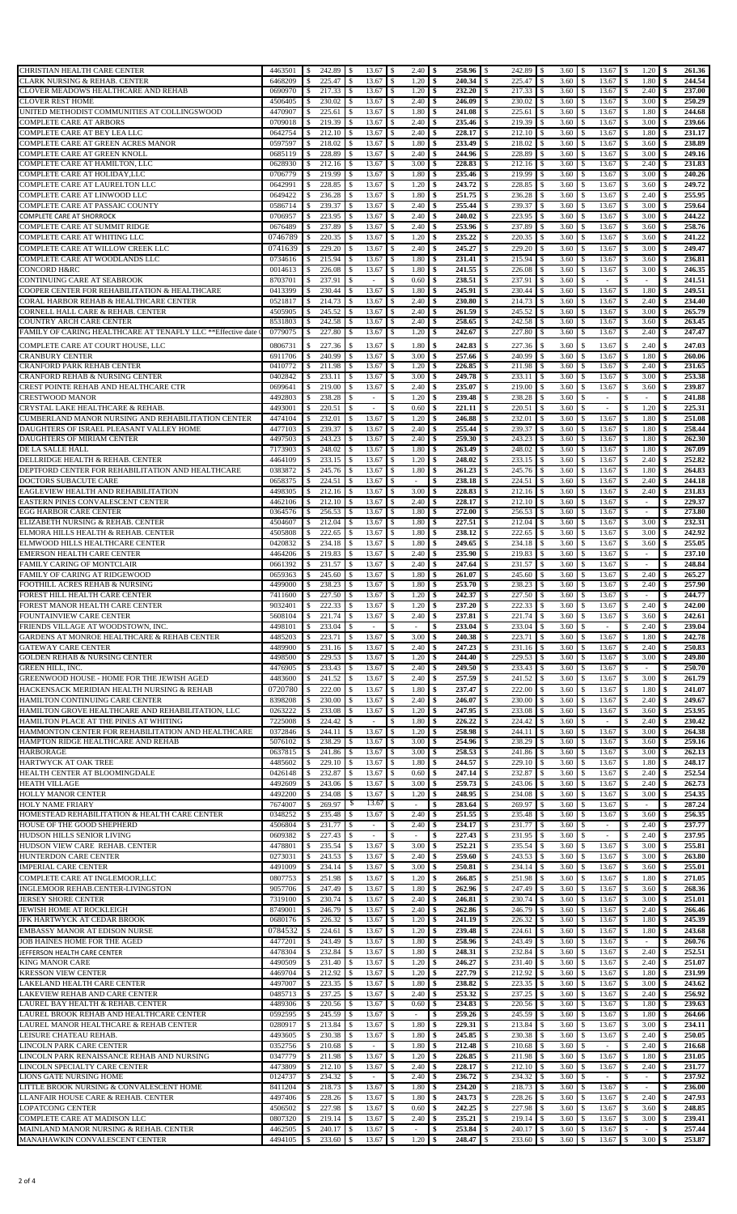| | | | | | | | | | | | |
|---|---|---|---|---|---|---|---|---|---|---|---|
| CHRISTIAN HEALTH CARE CENTER | 4463501 | $ 242.89 | $ 13.67 | $ 1.20 | $ 258.96 | $ 242.89 | $ 3.60 | $ 13.67 | $ 1.20 | $ 261.36 |
| CLARK NURSING & REHAB. CENTER | 6468209 | $ 225.47 | $ 13.67 | $ 1.20 | $ 240.34 | $ 225.47 | $ 3.60 | $ 13.67 | $ 1.80 | $ 244.54 |
| CLOVER MEADOWS HEALTHCARE AND REHAB | 0690970 | $ 217.33 | $ 13.67 | $ 1.20 | $ 232.20 | $ 217.33 | $ 3.60 | $ 13.67 | $ 2.40 | $ 237.00 |
| CLOVER REST HOME | 4506405 | $ 230.02 | $ 13.67 | $ 2.40 | $ 246.09 | $ 230.02 | $ 3.60 | $ 13.67 | $ 3.00 | $ 250.29 |
| UNITED METHODIST COMMUNITIES AT COLLINGSWOOD | 4470907 | $ 225.61 | $ 13.67 | $ 1.80 | $ 241.08 | $ 225.61 | $ 3.60 | $ 13.67 | $ 1.80 | $ 244.68 |
| COMPLETE CARE AT ARBORS | 0709018 | $ 219.39 | $ 13.67 | $ 2.40 | $ 235.46 | $ 219.39 | $ 3.60 | $ 13.67 | $ 3.00 | $ 239.66 |
| COMPLETE CARE AT BEY LEA LLC | 0642754 | $ 212.10 | $ 13.67 | $ 2.40 | $ 228.17 | $ 212.10 | $ 3.60 | $ 13.67 | $ 1.80 | $ 231.17 |
| COMPLETE CARE AT GREEN ACRES MANOR | 0597597 | $ 218.02 | $ 13.67 | $ 1.80 | $ 233.49 | $ 218.02 | $ 3.60 | $ 13.67 | $ 3.60 | $ 238.89 |
| COMPLETE CARE AT GREEN KNOLL | 0685119 | $ 228.89 | $ 13.67 | $ 2.40 | $ 244.96 | $ 228.89 | $ 3.60 | $ 13.67 | $ 3.00 | $ 249.16 |
| COMPLETE CARE AT HAMILTON, LLC | 0628930 | $ 212.16 | $ 13.67 | $ 3.00 | $ 228.83 | $ 212.16 | $ 3.60 | $ 13.67 | $ 2.40 | $ 231.83 |
| COMPLETE CARE AT HOLIDAY,LLC | 0706779 | $ 219.99 | $ 13.67 | $ 1.80 | $ 235.46 | $ 219.99 | $ 3.60 | $ 13.67 | $ 3.00 | $ 240.26 |
| COMPLETE CARE AT LAURELTON LLC | 0642991 | $ 228.85 | $ 13.67 | $ 1.20 | $ 243.72 | $ 228.85 | $ 3.60 | $ 13.67 | $ 3.60 | $ 249.72 |
| COMPLETE CARE AT LINWOOD LLC | 0649422 | $ 236.28 | $ 13.67 | $ 1.80 | $ 251.75 | $ 236.28 | $ 3.60 | $ 13.67 | $ 2.40 | $ 255.95 |
| COMPLETE CARE AT PASSAIC COUNTY | 0586714 | $ 239.37 | $ 13.67 | $ 2.40 | $ 255.44 | $ 239.37 | $ 3.60 | $ 13.67 | $ 3.00 | $ 259.64 |
| COMPLETE CARE AT SHORROCK | 0706957 | $ 223.95 | $ 13.67 | $ 2.40 | $ 240.02 | $ 223.95 | $ 3.60 | $ 13.67 | $ 3.00 | $ 244.22 |
| COMPLETE CARE AT SUMMIT RIDGE | 0676489 | $ 237.89 | $ 13.67 | $ 2.40 | $ 253.96 | $ 237.89 | $ 3.60 | $ 13.67 | $ 3.60 | $ 258.76 |
| COMPLETE CARE AT WHITING LLC | 0746789 | $ 220.35 | $ 13.67 | $ 1.20 | $ 235.22 | $ 220.35 | $ 3.60 | $ 13.67 | $ 3.60 | $ 241.22 |
| COMPLETE CARE AT WILLOW CREEK LLC | 0741639 | $ 229.20 | $ 13.67 | $ 2.40 | $ 245.27 | $ 229.20 | $ 3.60 | $ 13.67 | $ 3.00 | $ 249.47 |
| COMPLETE CARE AT WOODLANDS LLC | 0734616 | $ 215.94 | $ 13.67 | $ 1.80 | $ 231.41 | $ 215.94 | $ 3.60 | $ 13.67 | $ 3.60 | $ 236.81 |
| CONCORD H&RC | 0014613 | $ 226.08 | $ 13.67 | $ 1.80 | $ 241.55 | $ 226.08 | $ 3.60 | $ 13.67 | $ 3.00 | $ 246.35 |
| CONTINUING CARE AT SEABROOK | 8703701 | $ 237.91 | $ - | $ 0.60 | $ 238.51 | $ 237.91 | $ 3.60 | $ - | $ - | $ 241.51 |
| COOPER CENTER FOR REHABILITATION & HEALTHCARE | 0413399 | $ 230.44 | $ 13.67 | $ 1.80 | $ 245.91 | $ 230.44 | $ 3.60 | $ 13.67 | $ 1.80 | $ 249.51 |
| CORAL HARBOR REHAB & HEALTHCARE CENTER | 0521817 | $ 214.73 | $ 13.67 | $ 2.40 | $ 230.80 | $ 214.73 | $ 3.60 | $ 13.67 | $ 2.40 | $ 234.40 |
| CORNELL HALL CARE & REHAB. CENTER | 4505905 | $ 245.52 | $ 13.67 | $ 2.40 | $ 261.59 | $ 245.52 | $ 3.60 | $ 13.67 | $ 3.00 | $ 265.79 |
| COUNTRY ARCH CARE CENTER | 8531803 | $ 242.58 | $ 13.67 | $ 2.40 | $ 258.65 | $ 242.58 | $ 3.60 | $ 13.67 | $ 3.60 | $ 263.45 |
| FAMILY OF CARING HEALTHCARE AT TENAFLY LLC **Effective date ( | 0779075 | $ 227.80 | $ 13.67 | $ 1.20 | $ 242.67 | $ 227.80 | $ 3.60 | $ 13.67 | $ 2.40 | $ 247.47 |
| COMPLETE CARE AT COURT HOUSE, LLC | 0806731 | $ 227.36 | $ 13.67 | $ 1.80 | $ 242.83 | $ 227.36 | $ 3.60 | $ 13.67 | $ 2.40 | $ 247.03 |
| CRANBURY CENTER | 6911706 | $ 240.99 | $ 13.67 | $ 3.00 | $ 257.66 | $ 240.99 | $ 3.60 | $ 13.67 | $ 1.80 | $ 260.06 |
| CRANFORD PARK REHAB CENTER | 0410772 | $ 211.98 | $ 13.67 | $ 1.20 | $ 226.85 | $ 211.98 | $ 3.60 | $ 13.67 | $ 2.40 | $ 231.65 |
| CRANFORD REHAB & NURSING CENTER | 0402842 | $ 233.11 | $ 13.67 | $ 3.00 | $ 249.78 | $ 233.11 | $ 3.60 | $ 13.67 | $ 3.00 | $ 253.38 |
| CREST POINTE REHAB AND HEALTHCARE CTR | 0699641 | $ 219.00 | $ 13.67 | $ 2.40 | $ 235.07 | $ 219.00 | $ 3.60 | $ 13.67 | $ 3.60 | $ 239.87 |
| CRESTWOOD MANOR | 4492803 | $ 238.28 | $ - | $ 1.20 | $ 239.48 | $ 238.28 | $ 3.60 | $ - | $ - | $ 241.88 |
| CRYSTAL LAKE HEALTHCARE & REHAB. | 4493001 | $ 220.51 | $ - | $ 0.60 | $ 221.11 | $ 220.51 | $ 3.60 | $ - | $ 1.20 | $ 225.31 |
| CUMBERLAND MANOR NURSING AND REHABILITATION CENTER | 4474104 | $ 232.01 | $ 13.67 | $ 1.20 | $ 246.88 | $ 232.01 | $ 3.60 | $ 13.67 | $ 1.80 | $ 251.08 |
| DAUGHTERS OF ISRAEL PLEASANT VALLEY HOME | 4477103 | $ 239.37 | $ 13.67 | $ 2.40 | $ 255.44 | $ 239.37 | $ 3.60 | $ 13.67 | $ 1.80 | $ 258.44 |
| DAUGHTERS OF MIRIAM CENTER | 4497503 | $ 243.23 | $ 13.67 | $ 2.40 | $ 259.30 | $ 243.23 | $ 3.60 | $ 13.67 | $ 1.80 | $ 262.30 |
| DE LA SALLE HALL | 7173903 | $ 248.02 | $ 13.67 | $ 1.80 | $ 263.49 | $ 248.02 | $ 3.60 | $ 13.67 | $ 1.80 | $ 267.09 |
| DELLRIDGE HEALTH & REHAB. CENTER | 4464109 | $ 233.15 | $ 13.67 | $ 1.20 | $ 248.02 | $ 233.15 | $ 3.60 | $ 13.67 | $ 2.40 | $ 252.82 |
| DEPTFORD CENTER FOR REHABILITATION AND HEALTHCARE | 0383872 | $ 245.76 | $ 13.67 | $ 1.80 | $ 261.23 | $ 245.76 | $ 3.60 | $ 13.67 | $ 1.80 | $ 264.83 |
| DOCTORS SUBACUTE CARE | 0658375 | $ 224.51 | $ 13.67 | $ - | $ 238.18 | $ 224.51 | $ 3.60 | $ 13.67 | $ 2.40 | $ 244.18 |
| EAGLEVIEW HEALTH AND REHABILITATION | 4498305 | $ 212.16 | $ 13.67 | $ 3.00 | $ 228.83 | $ 212.16 | $ 3.60 | $ 13.67 | $ 2.40 | $ 231.83 |
| EASTERN PINES CONVALESCENT CENTER | 4462106 | $ 212.10 | $ 13.67 | $ 2.40 | $ 228.17 | $ 212.10 | $ 3.60 | $ 13.67 | $ - | $ 229.37 |
| EGG HARBOR CARE CENTER | 0364576 | $ 256.53 | $ 13.67 | $ 1.80 | $ 272.00 | $ 256.53 | $ 3.60 | $ 13.67 | $ - | $ 273.80 |
| ELIZABETH NURSING & REHAB. CENTER | 4504607 | $ 212.04 | $ 13.67 | $ 1.80 | $ 227.51 | $ 212.04 | $ 3.60 | $ 13.67 | $ 3.00 | $ 232.31 |
| ELMORA HILLS HEALTH & REHAB. CENTER | 4505808 | $ 222.65 | $ 13.67 | $ 1.80 | $ 238.12 | $ 222.65 | $ 3.60 | $ 13.67 | $ 3.00 | $ 242.92 |
| ELMWOOD HILLS HEALTHCARE CENTER | 0420832 | $ 234.18 | $ 13.67 | $ 1.80 | $ 249.65 | $ 234.18 | $ 3.60 | $ 13.67 | $ 3.60 | $ 255.05 |
| EMERSON HEALTH CARE CENTER | 4464206 | $ 219.83 | $ 13.67 | $ 2.40 | $ 235.90 | $ 219.83 | $ 3.60 | $ 13.67 | $ - | $ 237.10 |
| FAMILY CARING OF MONTCLAIR | 0661392 | $ 231.57 | $ 13.67 | $ 2.40 | $ 247.64 | $ 231.57 | $ 3.60 | $ 13.67 | $ - | $ 248.84 |
| FAMILY OF CARING AT RIDGEWOOD | 0659363 | $ 245.60 | $ 13.67 | $ 1.80 | $ 261.07 | $ 245.60 | $ 3.60 | $ 13.67 | $ 2.40 | $ 265.27 |
| FOOTHILL ACRES REHAB & NURSING | 4499000 | $ 238.23 | $ 13.67 | $ 1.80 | $ 253.70 | $ 238.23 | $ 3.60 | $ 13.67 | $ 2.40 | $ 257.90 |
| FOREST HILL HEALTH CARE CENTER | 7411600 | $ 227.50 | $ 13.67 | $ 1.20 | $ 242.37 | $ 227.50 | $ 3.60 | $ 13.67 | $ - | $ 244.77 |
| FOREST MANOR HEALTH CARE CENTER | 9032401 | $ 222.33 | $ 13.67 | $ 1.20 | $ 237.20 | $ 222.33 | $ 3.60 | $ 13.67 | $ 2.40 | $ 242.00 |
| FOUNTAINVIEW CARE CENTER | 5608104 | $ 221.74 | $ 13.67 | $ 2.40 | $ 237.81 | $ 221.74 | $ 3.60 | $ 13.67 | $ 3.60 | $ 242.61 |
| FRIENDS VILLAGE AT WOODSTOWN, INC. | 4498101 | $ 233.04 | $ - | $ - | $ 233.04 | $ 233.04 | $ 3.60 | $ - | $ 2.40 | $ 239.04 |
| GARDENS AT MONROE HEALTHCARE & REHAB CENTER | 4485203 | $ 223.71 | $ 13.67 | $ 3.00 | $ 240.38 | $ 223.71 | $ 3.60 | $ 13.67 | $ 1.80 | $ 242.78 |
| GATEWAY CARE CENTER | 4489900 | $ 231.16 | $ 13.67 | $ 2.40 | $ 247.23 | $ 231.16 | $ 3.60 | $ 13.67 | $ 2.40 | $ 250.83 |
| GOLDEN REHAB & NURSING CENTER | 4498500 | $ 229.53 | $ 13.67 | $ 1.20 | $ 244.40 | $ 229.53 | $ 3.60 | $ 13.67 | $ 3.00 | $ 249.80 |
| GREEN HILL, INC. | 4476905 | $ 233.43 | $ 13.67 | $ 2.40 | $ 249.50 | $ 233.43 | $ 3.60 | $ 13.67 | $ - | $ 250.70 |
| GREENWOOD HOUSE - HOME FOR THE JEWISH AGED | 4483600 | $ 241.52 | $ 13.67 | $ 2.40 | $ 257.59 | $ 241.52 | $ 3.60 | $ 13.67 | $ 3.00 | $ 261.79 |
| HACKENSACK MERIDIAN HEALTH NURSING & REHAB | 0720780 | $ 222.00 | $ 13.67 | $ 1.80 | $ 237.47 | $ 222.00 | $ 3.60 | $ 13.67 | $ 1.80 | $ 241.07 |
| HAMILTON CONTINUING CARE CENTER | 8398208 | $ 230.00 | $ 13.67 | $ 2.40 | $ 246.07 | $ 230.00 | $ 3.60 | $ 13.67 | $ 2.40 | $ 249.67 |
| HAMILTON GROVE HEALTHCARE AND REHABILITATION, LLC | 0263222 | $ 233.08 | $ 13.67 | $ 1.20 | $ 247.95 | $ 233.08 | $ 3.60 | $ 13.67 | $ 3.60 | $ 253.95 |
| HAMILTON PLACE AT THE PINES AT WHITING | 7225008 | $ 224.42 | $ - | $ 1.80 | $ 226.22 | $ 224.42 | $ 3.60 | $ - | $ 2.40 | $ 230.42 |
| HAMMONTON CENTER FOR REHABILITATION AND HEALTHCARE | 0372846 | $ 244.11 | $ 13.67 | $ 1.20 | $ 258.98 | $ 244.11 | $ 3.60 | $ 13.67 | $ 3.00 | $ 264.38 |
| HAMPTON RIDGE HEALTHCARE AND REHAB | 5076102 | $ 238.29 | $ 13.67 | $ 3.00 | $ 254.96 | $ 238.29 | $ 3.60 | $ 13.67 | $ 3.60 | $ 259.16 |
| HARBORAGE | 0637815 | $ 241.86 | $ 13.67 | $ 3.00 | $ 258.53 | $ 241.86 | $ 3.60 | $ 13.67 | $ 3.00 | $ 262.13 |
| HARTWYCK AT OAK TREE | 4485602 | $ 229.10 | $ 13.67 | $ 1.80 | $ 244.57 | $ 229.10 | $ 3.60 | $ 13.67 | $ 1.80 | $ 248.17 |
| HEALTH CENTER AT BLOOMINGDALE | 0426148 | $ 232.87 | $ 13.67 | $ 0.60 | $ 247.14 | $ 232.87 | $ 3.60 | $ 13.67 | $ 2.40 | $ 252.54 |
| HEATH VILLAGE | 4492609 | $ 243.06 | $ 13.67 | $ 3.00 | $ 259.73 | $ 243.06 | $ 3.60 | $ 13.67 | $ 2.40 | $ 262.73 |
| HOLLY MANOR CENTER | 4492200 | $ 234.08 | $ 13.67 | $ 1.20 | $ 248.95 | $ 234.08 | $ 3.60 | $ 13.67 | $ 3.00 | $ 254.35 |
| HOLY NAME FRIARY | 7674007 | $ 269.97 | $ 13.67 | $ - | $ 283.64 | $ 269.97 | $ 3.60 | $ 13.67 | $ - | $ 287.24 |
| HOMESTEAD REHABILITATION & HEALTH CARE CENTER | 0348252 | $ 235.48 | $ 13.67 | $ 2.40 | $ 251.55 | $ 235.48 | $ 3.60 | $ 13.67 | $ 3.60 | $ 256.35 |
| HOUSE OF THE GOOD SHEPHERD | 4506804 | $ 231.77 | $ - | $ 2.40 | $ 234.17 | $ 231.77 | $ 3.60 | $ - | $ 2.40 | $ 237.77 |
| HUDSON HILLS SENIOR LIVING | 0609382 | $ 227.43 | $ - | $ - | $ 227.43 | $ 231.95 | $ 3.60 | $ - | $ 2.40 | $ 237.95 |
| HUDSON VIEW CARE REHAB. CENTER | 4478801 | $ 235.54 | $ 13.67 | $ 3.00 | $ 252.21 | $ 235.54 | $ 3.60 | $ 13.67 | $ 3.00 | $ 255.81 |
| HUNTERDON CARE CENTER | 0273031 | $ 243.53 | $ 13.67 | $ 2.40 | $ 259.60 | $ 243.53 | $ 3.60 | $ 13.67 | $ 3.00 | $ 263.80 |
| IMPERIAL CARE CENTER | 4491009 | $ 234.14 | $ 13.67 | $ 3.00 | $ 250.81 | $ 234.14 | $ 3.60 | $ 13.67 | $ 3.60 | $ 255.01 |
| COMPLETE CARE AT INGLEMOOR,LLC | 0807753 | $ 251.98 | $ 13.67 | $ 1.20 | $ 266.85 | $ 251.98 | $ 3.60 | $ 13.67 | $ 1.80 | $ 271.05 |
| INGLEMOOR REHAB.CENTER-LIVINGSTON | 9057706 | $ 247.49 | $ 13.67 | $ 1.80 | $ 262.96 | $ 247.49 | $ 3.60 | $ 13.67 | $ 3.60 | $ 268.36 |
| JERSEY SHORE CENTER | 7319100 | $ 230.74 | $ 13.67 | $ 2.40 | $ 246.81 | $ 230.74 | $ 3.60 | $ 13.67 | $ 3.00 | $ 251.01 |
| JEWISH HOME AT ROCKLEIGH | 8749001 | $ 246.79 | $ 13.67 | $ 2.40 | $ 262.86 | $ 246.79 | $ 3.60 | $ 13.67 | $ 2.40 | $ 266.46 |
| JFK HARTWYCK AT CEDAR BROOK | 0680176 | $ 226.32 | $ 13.67 | $ 1.20 | $ 241.19 | $ 226.32 | $ 3.60 | $ 13.67 | $ 1.80 | $ 245.39 |
| EMBASSY MANOR AT EDISON NURSE | 0784532 | $ 224.61 | $ 13.67 | $ 1.20 | $ 239.48 | $ 224.61 | $ 3.60 | $ 13.67 | $ 1.80 | $ 243.68 |
| JOB HAINES HOME FOR THE AGED | 4477201 | $ 243.49 | $ 13.67 | $ 1.80 | $ 258.96 | $ 243.49 | $ 3.60 | $ 13.67 | $ - | $ 260.76 |
| JEFFERSON HEALTH CARE CENTER | 4478304 | $ 232.84 | $ 13.67 | $ 1.80 | $ 248.31 | $ 232.84 | $ 3.60 | $ 13.67 | $ 2.40 | $ 252.51 |
| KING MANOR CARE | 4490509 | $ 231.40 | $ 13.67 | $ 1.20 | $ 246.27 | $ 231.40 | $ 3.60 | $ 13.67 | $ 2.40 | $ 251.07 |
| KRESSON VIEW CENTER | 4469704 | $ 212.92 | $ 13.67 | $ 1.20 | $ 227.79 | $ 212.92 | $ 3.60 | $ 13.67 | $ 1.80 | $ 231.99 |
| LAKELAND HEALTH CARE CENTER | 4497007 | $ 223.35 | $ 13.67 | $ 1.80 | $ 238.82 | $ 223.35 | $ 3.60 | $ 13.67 | $ 3.00 | $ 243.62 |
| LAKEVIEW REHAB AND CARE CENTER | 0485713 | $ 237.25 | $ 13.67 | $ 2.40 | $ 253.32 | $ 237.25 | $ 3.60 | $ 13.67 | $ 2.40 | $ 256.92 |
| LAUREL BAY HEALTH & REHAB. CENTER | 4489306 | $ 220.56 | $ 13.67 | $ 0.60 | $ 234.83 | $ 220.56 | $ 3.60 | $ 13.67 | $ 1.80 | $ 239.63 |
| LAUREL BROOK REHAB AND HEALTHCARE CENTER | 0592595 | $ 245.59 | $ 13.67 | $ - | $ 259.26 | $ 245.59 | $ 3.60 | $ 13.67 | $ 1.80 | $ 264.66 |
| LAUREL MANOR HEALTHCARE & REHAB CENTER | 0280917 | $ 213.84 | $ 13.67 | $ 1.80 | $ 229.31 | $ 213.84 | $ 3.60 | $ 13.67 | $ 3.00 | $ 234.11 |
| LEISURE CHATEAU REHAB. | 4493605 | $ 230.38 | $ 13.67 | $ 1.80 | $ 245.85 | $ 230.38 | $ 3.60 | $ 13.67 | $ 2.40 | $ 250.05 |
| LINCOLN PARK CARE CENTER | 0352756 | $ 210.68 | $ - | $ 1.80 | $ 212.48 | $ 210.68 | $ 3.60 | $ - | $ 2.40 | $ 216.68 |
| LINCOLN PARK RENAISSANCE REHAB AND NURSING | 0347779 | $ 211.98 | $ 13.67 | $ 1.20 | $ 226.85 | $ 211.98 | $ 3.60 | $ 13.67 | $ 1.80 | $ 231.05 |
| LINCOLN SPECIALTY CARE CENTER | 4473809 | $ 212.10 | $ 13.67 | $ 2.40 | $ 228.17 | $ 212.10 | $ 3.60 | $ 13.67 | $ 2.40 | $ 231.77 |
| LIONS GATE NURSING HOME | 0124737 | $ 234.32 | $ - | $ 2.40 | $ 236.72 | $ 234.32 | $ 3.60 | $ - | $ - | $ 237.92 |
| LITTLE BROOK NURSING & CONVALESCENT HOME | 8411204 | $ 218.73 | $ 13.67 | $ 1.80 | $ 234.20 | $ 218.73 | $ 3.60 | $ 13.67 | $ - | $ 236.00 |
| LLANFAIR HOUSE CARE & REHAB. CENTER | 4497406 | $ 228.26 | $ 13.67 | $ 1.80 | $ 243.73 | $ 228.26 | $ 3.60 | $ 13.67 | $ 2.40 | $ 247.93 |
| LOPATCONG CENTER | 4506502 | $ 227.98 | $ 13.67 | $ 0.60 | $ 242.25 | $ 227.98 | $ 3.60 | $ 13.67 | $ 3.60 | $ 248.85 |
| COMPLETE CARE AT MADISON LLC | 0807320 | $ 219.14 | $ 13.67 | $ 2.40 | $ 235.21 | $ 219.14 | $ 3.60 | $ 13.67 | $ 3.00 | $ 239.41 |
| MAINLAND MANOR NURSING & REHAB. CENTER | 4462505 | $ 240.17 | $ 13.67 | $ - | $ 253.84 | $ 240.17 | $ 3.60 | $ 13.67 | $ - | $ 257.44 |
| MANAHAWKIN CONVALESCENT CENTER | 4494105 | $ 233.60 | $ 13.67 | $ 1.20 | $ 248.47 | $ 233.60 | $ 3.60 | $ 13.67 | $ 3.00 | $ 253.87 |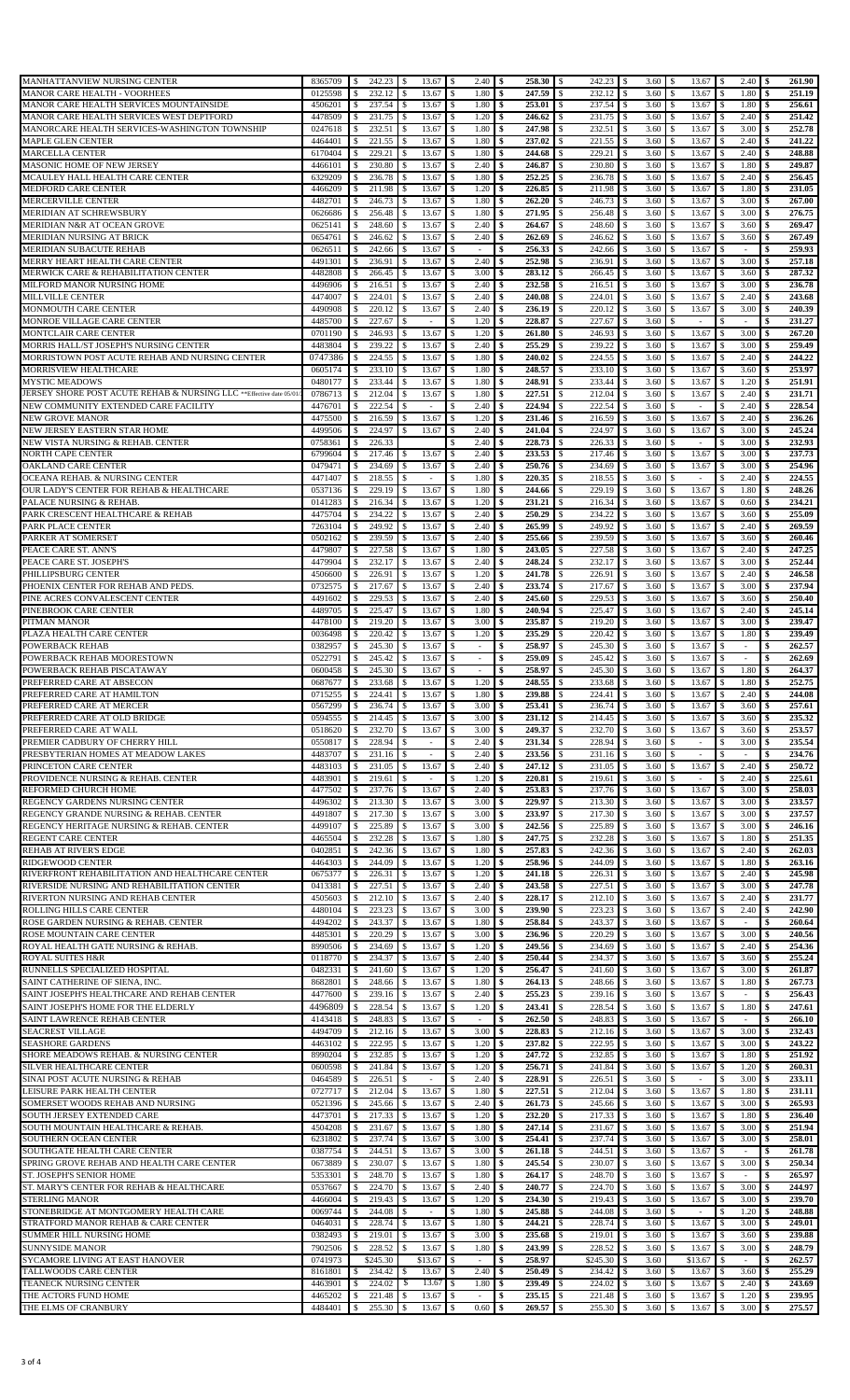| | | | | | | | | | | |
|---|---|---|---|---|---|---|---|---|---|---|
| MANHATTANVIEW NURSING CENTER | 8365709 | 242.23 | 13.67 | 2.40 | **258.30** | 242.23 | 3.60 | 13.67 | 2.40 | **261.90** |
| MANOR CARE HEALTH - VOORHEES | 0125598 | 232.12 | 13.67 | 1.80 | **247.59** | 232.12 | 3.60 | 13.67 | 1.80 | **251.19** |
| MANOR CARE HEALTH SERVICES MOUNTAINSIDE | 4506201 | 237.54 | 13.67 | 1.80 | **253.01** | 237.54 | 3.60 | 13.67 | 1.80 | **256.61** |
| MANOR CARE HEALTH SERVICES WEST DEPTFORD | 4478509 | 231.75 | 13.67 | 1.20 | **246.62** | 231.75 | 3.60 | 13.67 | 2.40 | **251.42** |
| MANORCARE HEALTH SERVICES-WASHINGTON TOWNSHIP | 0247618 | 232.51 | 13.67 | 1.80 | **247.98** | 232.51 | 3.60 | 13.67 | 3.00 | **252.78** |
| MAPLE GLEN CENTER | 4464401 | 221.55 | 13.67 | 1.80 | **237.02** | 221.55 | 3.60 | 13.67 | 2.40 | **241.22** |
| MARCELLA CENTER | 6170404 | 229.21 | 13.67 | 1.80 | **244.68** | 229.21 | 3.60 | 13.67 | 2.40 | **248.88** |
| MASONIC HOME OF NEW JERSEY | 4466101 | 230.80 | 13.67 | 2.40 | **246.87** | 230.80 | 3.60 | 13.67 | 1.80 | **249.87** |
| MCAULEY HALL HEALTH CARE CENTER | 6329209 | 236.78 | 13.67 | 1.80 | **252.25** | 236.78 | 3.60 | 13.67 | 2.40 | **256.45** |
| MEDFORD CARE CENTER | 4466209 | 211.98 | 13.67 | 1.20 | **226.85** | 211.98 | 3.60 | 13.67 | 1.80 | **231.05** |
| MERCERVILLE CENTER | 4482701 | 246.73 | 13.67 | 1.80 | **262.20** | 246.73 | 3.60 | 13.67 | 3.00 | **267.00** |
| MERIDIAN AT SHREWSBURY | 0626686 | 256.48 | 13.67 | 1.80 | **271.95** | 256.48 | 3.60 | 13.67 | 3.00 | **276.75** |
| MERIDIAN N&R AT OCEAN GROVE | 0625141 | 248.60 | 13.67 | 2.40 | **264.67** | 248.60 | 3.60 | 13.67 | 3.60 | **269.47** |
| MERIDIAN NURSING AT BRICK | 0654761 | 246.62 | 13.67 | 2.40 | **262.69** | 246.62 | 3.60 | 13.67 | 3.60 | **267.49** |
| MERIDIAN SUBACUTE REHAB | 0626511 | 242.66 | 13.67 | - | **256.33** | 242.66 | 3.60 | 13.67 | - | **259.93** |
| MERRY HEART HEALTH CARE CENTER | 4491301 | 236.91 | 13.67 | 2.40 | **252.98** | 236.91 | 3.60 | 13.67 | 3.00 | **257.18** |
| MERWICK CARE & REHABILITATION CENTER | 4482808 | 266.45 | 13.67 | 3.00 | **283.12** | 266.45 | 3.60 | 13.67 | 3.60 | **287.32** |
| MILFORD MANOR NURSING HOME | 4496906 | 216.51 | 13.67 | 2.40 | **232.58** | 216.51 | 3.60 | 13.67 | 3.00 | **236.78** |
| MILLVILLE CENTER | 4474007 | 224.01 | 13.67 | 2.40 | **240.08** | 224.01 | 3.60 | 13.67 | 2.40 | **243.68** |
| MONMOUTH CARE CENTER | 4490908 | 220.12 | 13.67 | 2.40 | **236.19** | 220.12 | 3.60 | 13.67 | 3.00 | **240.39** |
| MONROE VILLAGE CARE CENTER | 4485700 | 227.67 | - | 1.20 | **228.87** | 227.67 | 3.60 | - | - | **231.27** |
| MONTCLAIR CARE CENTER | 0701190 | 246.93 | 13.67 | 1.20 | **261.80** | 246.93 | 3.60 | 13.67 | 3.00 | **267.20** |
| MORRIS HALL/ST JOSEPH'S NURSING CENTER | 4483804 | 239.22 | 13.67 | 2.40 | **255.29** | 239.22 | 3.60 | 13.67 | 3.00 | **259.49** |
| MORRISTOWN POST ACUTE REHAB AND NURSING CENTER | 0747386 | 224.55 | 13.67 | 1.80 | **240.02** | 224.55 | 3.60 | 13.67 | 2.40 | **244.22** |
| MORRISVIEW HEALTHCARE | 0605174 | 233.10 | 13.67 | 1.80 | **248.57** | 233.10 | 3.60 | 13.67 | 3.60 | **253.97** |
| MYSTIC MEADOWS | 0480177 | 233.44 | 13.67 | 1.80 | **248.91** | 233.44 | 3.60 | 13.67 | 1.20 | **251.91** |
| JERSEY SHORE POST ACUTE REHAB & NURSING LLC **Effective date 05/01/ | 0786713 | 212.04 | 13.67 | 1.80 | **227.51** | 212.04 | 3.60 | 13.67 | 2.40 | **231.71** |
| NEW COMMUNITY EXTENDED CARE FACILITY | 4476701 | 222.54 | - | 2.40 | **224.94** | 222.54 | 3.60 | - | 2.40 | **228.54** |
| NEW GROVE MANOR | 4475500 | 216.59 | 13.67 | 1.20 | **231.46** | 216.59 | 3.60 | 13.67 | 2.40 | **236.26** |
| NEW JERSEY EASTERN STAR HOME | 4499506 | 224.97 | 13.67 | 2.40 | **241.04** | 224.97 | 3.60 | 13.67 | 3.00 | **245.24** |
| NEW VISTA NURSING & REHAB. CENTER | 0758361 | 226.33 | | 2.40 | **228.73** | 226.33 | 3.60 | - | 3.00 | **232.93** |
| NORTH CAPE CENTER | 6799604 | 217.46 | 13.67 | 2.40 | **233.53** | 217.46 | 3.60 | 13.67 | 3.00 | **237.73** |
| OAKLAND CARE CENTER | 0479471 | 234.69 | 13.67 | 2.40 | **250.76** | 234.69 | 3.60 | 13.67 | 3.00 | **254.96** |
| OCEANA REHAB. & NURSING CENTER | 4471407 | 218.55 | - | 1.80 | **220.35** | 218.55 | 3.60 | - | 2.40 | **224.55** |
| OUR LADY'S CENTER FOR REHAB & HEALTHCARE | 0537136 | 229.19 | 13.67 | 1.80 | **244.66** | 229.19 | 3.60 | 13.67 | 1.80 | **248.26** |
| PALACE NURSING & REHAB. | 0141283 | 216.34 | 13.67 | 1.20 | **231.21** | 216.34 | 3.60 | 13.67 | 0.60 | **234.21** |
| PARK CRESCENT HEALTHCARE & REHAB | 4475704 | 234.22 | 13.67 | 2.40 | **250.29** | 234.22 | 3.60 | 13.67 | 3.60 | **255.09** |
| PARK PLACE CENTER | 7263104 | 249.92 | 13.67 | 2.40 | **265.99** | 249.92 | 3.60 | 13.67 | 2.40 | **269.59** |
| PARKER AT SOMERSET | 0502162 | 239.59 | 13.67 | 2.40 | **255.66** | 239.59 | 3.60 | 13.67 | 3.60 | **260.46** |
| PEACE CARE ST. ANN'S | 4479807 | 227.58 | 13.67 | 1.80 | **243.05** | 227.58 | 3.60 | 13.67 | 2.40 | **247.25** |
| PEACE CARE ST. JOSEPH'S | 4479904 | 232.17 | 13.67 | 2.40 | **248.24** | 232.17 | 3.60 | 13.67 | 3.00 | **252.44** |
| PHILLIPSBURG CENTER | 4506600 | 226.91 | 13.67 | 1.20 | **241.78** | 226.91 | 3.60 | 13.67 | 2.40 | **246.58** |
| PHOENIX CENTER FOR REHAB AND PEDS. | 0732575 | 217.67 | 13.67 | 2.40 | **233.74** | 217.67 | 3.60 | 13.67 | 3.00 | **237.94** |
| PINE ACRES CONVALESCENT CENTER | 4491602 | 229.53 | 13.67 | 2.40 | **245.60** | 229.53 | 3.60 | 13.67 | 3.60 | **250.40** |
| PINEBROOK CARE CENTER | 4489705 | 225.47 | 13.67 | 1.80 | **240.94** | 225.47 | 3.60 | 13.67 | 2.40 | **245.14** |
| PITMAN MANOR | 4478100 | 219.20 | 13.67 | 3.00 | **235.87** | 219.20 | 3.60 | 13.67 | 3.00 | **239.47** |
| PLAZA HEALTH CARE CENTER | 0036498 | 220.42 | 13.67 | 1.20 | **235.29** | 220.42 | 3.60 | 13.67 | 1.80 | **239.49** |
| POWERBACK REHAB | 0382957 | 245.30 | 13.67 | - | **258.97** | 245.30 | 3.60 | 13.67 | - | **262.57** |
| POWERBACK REHAB MOORESTOWN | 0522791 | 245.42 | 13.67 | - | **259.09** | 245.42 | 3.60 | 13.67 | - | **262.69** |
| POWERBACK REHAB PISCATAWAY | 0600458 | 245.30 | 13.67 | - | **258.97** | 245.30 | 3.60 | 13.67 | 1.80 | **264.37** |
| PREFERRED CARE AT ABSECON | 0687677 | 233.68 | 13.67 | 1.20 | **248.55** | 233.68 | 3.60 | 13.67 | 1.80 | **252.75** |
| PREFERRED CARE AT HAMILTON | 0715255 | 224.41 | 13.67 | 1.80 | **239.88** | 224.41 | 3.60 | 13.67 | 2.40 | **244.08** |
| PREFERRED CARE AT MERCER | 0567299 | 236.74 | 13.67 | 3.00 | **253.41** | 236.74 | 3.60 | 13.67 | 3.60 | **257.61** |
| PREFERRED CARE AT OLD BRIDGE | 0594555 | 214.45 | 13.67 | 3.00 | **231.12** | 214.45 | 3.60 | 13.67 | 3.60 | **235.32** |
| PREFERRED CARE AT WALL | 0518620 | 232.70 | 13.67 | 3.00 | **249.37** | 232.70 | 3.60 | 13.67 | 3.60 | **253.57** |
| PREMIER CADBURY OF CHERRY HILL | 0550817 | 228.94 | - | 2.40 | **231.34** | 228.94 | 3.60 | - | 3.00 | **235.54** |
| PRESBYTERIAN HOMES AT MEADOW LAKES | 4483707 | 231.16 | - | 2.40 | **233.56** | 231.16 | 3.60 | - | - | **234.76** |
| PRINCETON CARE CENTER | 4483103 | 231.05 | 13.67 | 2.40 | **247.12** | 231.05 | 3.60 | 13.67 | 2.40 | **250.72** |
| PROVIDENCE NURSING & REHAB. CENTER | 4483901 | 219.61 | - | 1.20 | **220.81** | 219.61 | 3.60 | - | 2.40 | **225.61** |
| REFORMED CHURCH HOME | 4477502 | 237.76 | 13.67 | 2.40 | **253.83** | 237.76 | 3.60 | 13.67 | 3.00 | **258.03** |
| REGENCY GARDENS NURSING CENTER | 4496302 | 213.30 | 13.67 | 3.00 | **229.97** | 213.30 | 3.60 | 13.67 | 3.00 | **233.57** |
| REGENCY GRANDE NURSING & REHAB. CENTER | 4491807 | 217.30 | 13.67 | 3.00 | **233.97** | 217.30 | 3.60 | 13.67 | 3.00 | **237.57** |
| REGENCY HERITAGE NURSING & REHAB. CENTER | 4499107 | 225.89 | 13.67 | 3.00 | **242.56** | 225.89 | 3.60 | 13.67 | 3.00 | **246.16** |
| REGENT CARE CENTER | 4465504 | 232.28 | 13.67 | 1.80 | **247.75** | 232.28 | 3.60 | 13.67 | 1.80 | **251.35** |
| REHAB AT RIVER'S EDGE | 0402851 | 242.36 | 13.67 | 1.80 | **257.83** | 242.36 | 3.60 | 13.67 | 2.40 | **262.03** |
| RIDGEWOOD CENTER | 4464303 | 244.09 | 13.67 | 1.20 | **258.96** | 244.09 | 3.60 | 13.67 | 1.80 | **263.16** |
| RIVERFRONT REHABILITATION AND HEALTHCARE CENTER | 0675377 | 226.31 | 13.67 | 1.20 | **241.18** | 226.31 | 3.60 | 13.67 | 2.40 | **245.98** |
| RIVERSIDE NURSING AND REHABILITATION CENTER | 0413381 | 227.51 | 13.67 | 2.40 | **243.58** | 227.51 | 3.60 | 13.67 | 3.00 | **247.78** |
| RIVERTON NURSING AND REHAB CENTER | 4505603 | 212.10 | 13.67 | 2.40 | **228.17** | 212.10 | 3.60 | 13.67 | 2.40 | **231.77** |
| ROLLING HILLS CARE CENTER | 4480104 | 223.23 | 13.67 | 3.00 | **239.90** | 223.23 | 3.60 | 13.67 | 2.40 | **242.90** |
| ROSE GARDEN NURSING & REHAB. CENTER | 4494202 | 243.37 | 13.67 | 1.80 | **258.84** | 243.37 | 3.60 | 13.67 | - | **260.64** |
| ROSE MOUNTAIN CARE CENTER | 4485301 | 220.29 | 13.67 | 3.00 | **236.96** | 220.29 | 3.60 | 13.67 | 3.00 | **240.56** |
| ROYAL HEALTH GATE NURSING & REHAB. | 8990506 | 234.69 | 13.67 | 1.20 | **249.56** | 234.69 | 3.60 | 13.67 | 2.40 | **254.36** |
| ROYAL SUITES H&R | 0118770 | 234.37 | 13.67 | 2.40 | **250.44** | 234.37 | 3.60 | 13.67 | 3.60 | **255.24** |
| RUNNELLS SPECIALIZED HOSPITAL | 0482331 | 241.60 | 13.67 | 1.20 | **256.47** | 241.60 | 3.60 | 13.67 | 3.00 | **261.87** |
| SAINT CATHERINE OF SIENA, INC. | 8682801 | 248.66 | 13.67 | 1.80 | **264.13** | 248.66 | 3.60 | 13.67 | 1.80 | **267.73** |
| SAINT JOSEPH'S HEALTHCARE AND REHAB CENTER | 4477600 | 239.16 | 13.67 | 2.40 | **255.23** | 239.16 | 3.60 | 13.67 | - | **256.43** |
| SAINT JOSEPH'S HOME FOR THE ELDERLY | 4496809 | 228.54 | 13.67 | 1.20 | **243.41** | 228.54 | 3.60 | 13.67 | 1.80 | **247.61** |
| SAINT LAWRENCE REHAB CENTER | 4143418 | 248.83 | 13.67 | - | **262.50** | 248.83 | 3.60 | 13.67 | - | **266.10** |
| SEACREST VILLAGE | 4494709 | 212.16 | 13.67 | 3.00 | **228.83** | 212.16 | 3.60 | 13.67 | 3.00 | **232.43** |
| SEASHORE GARDENS | 4463102 | 222.95 | 13.67 | 1.20 | **237.82** | 222.95 | 3.60 | 13.67 | 3.00 | **243.22** |
| SHORE MEADOWS REHAB. & NURSING CENTER | 8990204 | 232.85 | 13.67 | 1.20 | **247.72** | 232.85 | 3.60 | 13.67 | 1.80 | **251.92** |
| SILVER HEALTHCARE CENTER | 0600598 | 241.84 | 13.67 | 1.20 | **256.71** | 241.84 | 3.60 | 13.67 | 1.20 | **260.31** |
| SINAI POST ACUTE NURSING & REHAB | 0464589 | 226.51 | - | 2.40 | **228.91** | 226.51 | 3.60 | - | 3.00 | **233.11** |
| LEISURE PARK HEALTH CENTER | 0727717 | 212.04 | 13.67 | 1.80 | **227.51** | 212.04 | 3.60 | 13.67 | 1.80 | **231.11** |
| SOMERSET WOODS REHAB AND NURSING | 0521396 | 245.66 | 13.67 | 2.40 | **261.73** | 245.66 | 3.60 | 13.67 | 3.00 | **265.93** |
| SOUTH JERSEY EXTENDED CARE | 4473701 | 217.33 | 13.67 | 1.20 | **232.20** | 217.33 | 3.60 | 13.67 | 1.80 | **236.40** |
| SOUTH MOUNTAIN HEALTHCARE & REHAB. | 4504208 | 231.67 | 13.67 | 1.80 | **247.14** | 231.67 | 3.60 | 13.67 | 3.00 | **251.94** |
| SOUTHERN OCEAN CENTER | 6231802 | 237.74 | 13.67 | 3.00 | **254.41** | 237.74 | 3.60 | 13.67 | 3.00 | **258.01** |
| SOUTHGATE HEALTH CARE CENTER | 0387754 | 244.51 | 13.67 | 3.00 | **261.18** | 244.51 | 3.60 | 13.67 | - | **261.78** |
| SPRING GROVE REHAB AND HEALTH CARE CENTER | 0673889 | 230.07 | 13.67 | 1.80 | **245.54** | 230.07 | 3.60 | 13.67 | 3.00 | **250.34** |
| ST. JOSEPH'S SENIOR HOME | 5353301 | 248.70 | 13.67 | 1.80 | **264.17** | 248.70 | 3.60 | 13.67 | - | **265.97** |
| ST. MARY'S CENTER FOR REHAB & HEALTHCARE | 0537667 | 224.70 | 13.67 | 2.40 | **240.77** | 224.70 | 3.60 | 13.67 | 3.00 | **244.97** |
| STERLING MANOR | 4466004 | 219.43 | 13.67 | 1.20 | **234.30** | 219.43 | 3.60 | 13.67 | 3.00 | **239.70** |
| STONEBRIDGE AT MONTGOMERY HEALTH CARE | 0069744 | 244.08 | - | 1.80 | **245.88** | 244.08 | 3.60 | - | 1.20 | **248.88** |
| STRATFORD MANOR REHAB & CARE CENTER | 0464031 | 228.74 | 13.67 | 1.80 | **244.21** | 228.74 | 3.60 | 13.67 | 3.00 | **249.01** |
| SUMMER HILL NURSING HOME | 0382493 | 219.01 | 13.67 | 3.00 | **235.68** | 219.01 | 3.60 | 13.67 | 3.60 | **239.88** |
| SUNNYSIDE MANOR | 7902506 | 228.52 | 13.67 | 1.80 | **243.99** | 228.52 | 3.60 | 13.67 | 3.00 | **248.79** |
| SYCAMORE LIVING AT EAST HANOVER | 0741973 | $245.30 | $13.67 | - | **258.97** | $245.30 | 3.60 | $13.67 | - | **262.57** |
| TALLWOODS CARE CENTER | 8161801 | 234.42 | 13.67 | 2.40 | **250.49** | 234.42 | 3.60 | 13.67 | 3.60 | **255.29** |
| TEANECK NURSING CENTER | 4463901 | 224.02 | 13.67 | 1.80 | **239.49** | 224.02 | 3.60 | 13.67 | 2.40 | **243.69** |
| THE ACTORS FUND HOME | 4465202 | 221.48 | 13.67 | - | **235.15** | 221.48 | 3.60 | 13.67 | 1.20 | **239.95** |
| THE ELMS OF CRANBURY | 4484401 | 255.30 | 13.67 | 0.60 | **269.57** | 255.30 | 3.60 | 13.67 | 3.00 | **275.57** |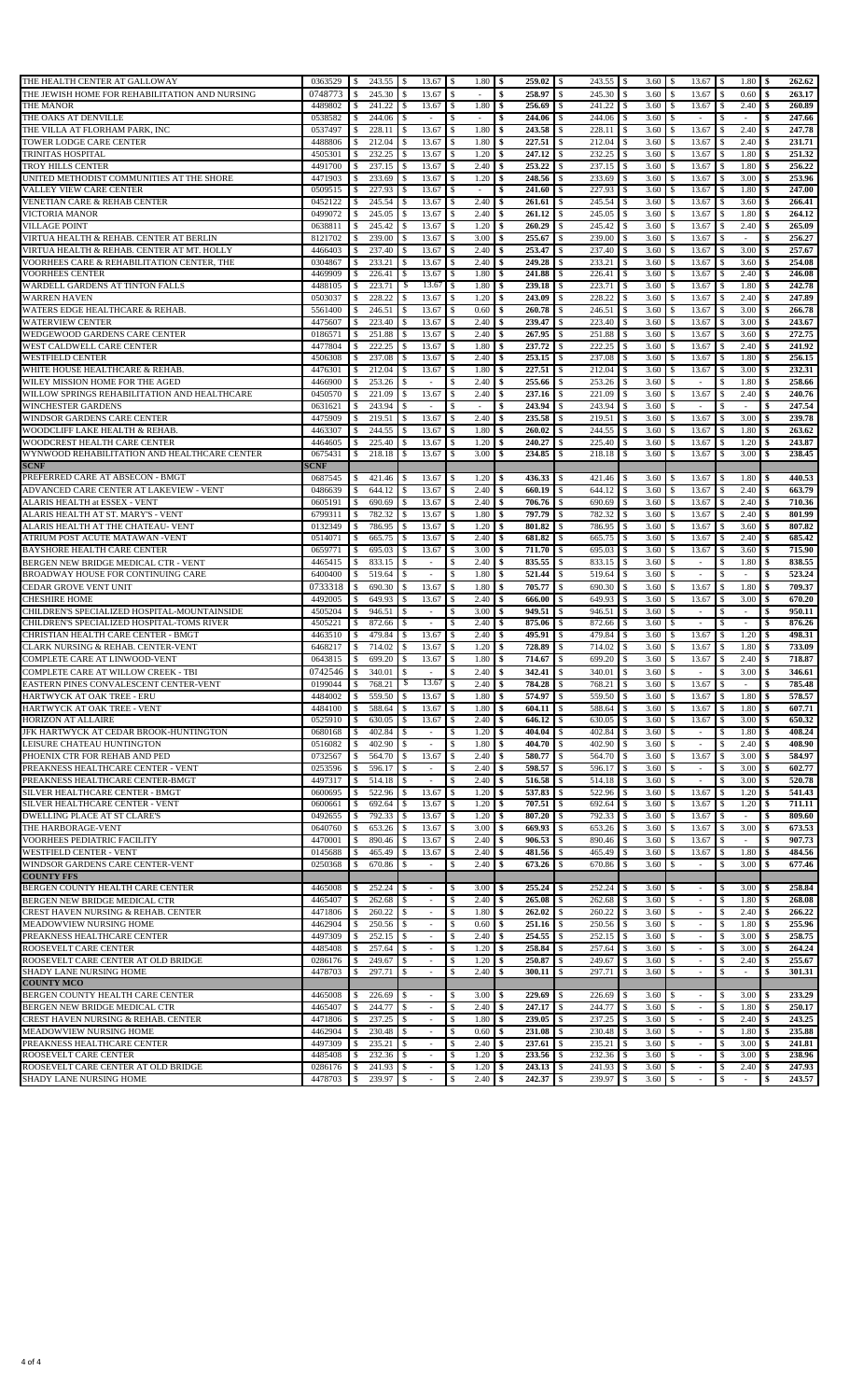| | | | | | | | | | | |
|---|---|---|---|---|---|---|---|---|---|---|
| THE HEALTH CENTER AT GALLOWAY | 0363529 | $ 243.55 | $ 13.67 | $ 1.80 | **$ 259.02** | $ 243.55 | $ 3.60 | $ 13.67 | $ 1.80 | **$ 262.62** |
| THE JEWISH HOME FOR REHABILITATION AND NURSING | 0748773 | $ 245.30 | $ 13.67 | $ - | **$ 258.97** | $ 245.30 | $ 3.60 | $ 13.67 | $ 0.60 | **$ 263.17** |
| THE MANOR | 4489802 | $ 241.22 | $ 13.67 | $ 1.80 | **$ 256.69** | $ 241.22 | $ 3.60 | $ 13.67 | $ 2.40 | **$ 260.89** |
| THE OAKS AT DENVILLE | 0538582 | $ 244.06 | $ - | $ - | **$ 244.06** | $ 244.06 | $ 3.60 | $ - | $ - | **$ 247.66** |
| THE VILLA AT FLORHAM PARK, INC | 0537497 | $ 228.11 | $ 13.67 | $ 1.80 | **$ 243.58** | $ 228.11 | $ 3.60 | $ 13.67 | $ 2.40 | **$ 247.78** |
| TOWER LODGE CARE CENTER | 4488806 | $ 212.04 | $ 13.67 | $ 1.80 | **$ 227.51** | $ 212.04 | $ 3.60 | $ 13.67 | $ 2.40 | **$ 231.71** |
| TRINITAS HOSPITAL | 4505301 | $ 232.25 | $ 13.67 | $ 1.20 | **$ 247.12** | $ 232.25 | $ 3.60 | $ 13.67 | $ 1.80 | **$ 251.32** |
| TROY HILLS CENTER | 4491700 | $ 237.15 | $ 13.67 | $ 2.40 | **$ 253.22** | $ 237.15 | $ 3.60 | $ 13.67 | $ 1.80 | **$ 256.22** |
| UNITED METHODIST COMMUNITIES AT THE SHORE | 4471903 | $ 233.69 | $ 13.67 | $ 1.20 | **$ 248.56** | $ 233.69 | $ 3.60 | $ 13.67 | $ 3.00 | **$ 253.96** |
| VALLEY VIEW CARE CENTER | 0509515 | $ 227.93 | $ 13.67 | $ - | **$ 241.60** | $ 227.93 | $ 3.60 | $ 13.67 | $ 1.80 | **$ 247.00** |
| VENETIAN CARE & REHAB CENTER | 0452122 | $ 245.54 | $ 13.67 | $ 2.40 | **$ 261.61** | $ 245.54 | $ 3.60 | $ 13.67 | $ 3.60 | **$ 266.41** |
| VICTORIA MANOR | 0499072 | $ 245.05 | $ 13.67 | $ 2.40 | **$ 261.12** | $ 245.05 | $ 3.60 | $ 13.67 | $ 1.80 | **$ 264.12** |
| VILLAGE POINT | 0638811 | $ 245.42 | $ 13.67 | $ 1.20 | **$ 260.29** | $ 245.42 | $ 3.60 | $ 13.67 | $ 2.40 | **$ 265.09** |
| VIRTUA HEALTH & REHAB. CENTER AT BERLIN | 8121702 | $ 239.00 | $ 13.67 | $ 3.00 | **$ 255.67** | $ 239.00 | $ 3.60 | $ 13.67 | $ - | **$ 256.27** |
| VIRTUA HEALTH & REHAB. CENTER AT MT. HOLLY | 4466403 | $ 237.40 | $ 13.67 | $ 2.40 | **$ 253.47** | $ 237.40 | $ 3.60 | $ 13.67 | $ 3.00 | **$ 257.67** |
| VOORHEES CARE & REHABILITATION CENTER, THE | 0304867 | $ 233.21 | $ 13.67 | $ 2.40 | **$ 249.28** | $ 233.21 | $ 3.60 | $ 13.67 | $ 3.60 | **$ 254.08** |
| VOORHEES CENTER | 4469909 | $ 226.41 | $ 13.67 | $ 1.80 | **$ 241.88** | $ 226.41 | $ 3.60 | $ 13.67 | $ 2.40 | **$ 246.08** |
| WARDELL GARDENS AT TINTON FALLS | 4488105 | $ 223.71 | $ 13.67 | $ 1.80 | **$ 239.18** | $ 223.71 | $ 3.60 | $ 13.67 | $ 1.80 | **$ 242.78** |
| WARREN HAVEN | 0503037 | $ 228.22 | $ 13.67 | $ 1.20 | **$ 243.09** | $ 228.22 | $ 3.60 | $ 13.67 | $ 2.40 | **$ 247.89** |
| WATERS EDGE HEALTHCARE & REHAB. | 5561400 | $ 246.51 | $ 13.67 | $ 0.60 | **$ 260.78** | $ 246.51 | $ 3.60 | $ 13.67 | $ 3.00 | **$ 266.78** |
| WATERVIEW CENTER | 4475607 | $ 223.40 | $ 13.67 | $ 2.40 | **$ 239.47** | $ 223.40 | $ 3.60 | $ 13.67 | $ 3.00 | **$ 243.67** |
| WEDGEWOOD GARDENS CARE CENTER | 0186571 | $ 251.88 | $ 13.67 | $ 2.40 | **$ 267.95** | $ 251.88 | $ 3.60 | $ 13.67 | $ 3.60 | **$ 272.75** |
| WEST CALDWELL CARE CENTER | 4477804 | $ 222.25 | $ 13.67 | $ 1.80 | **$ 237.72** | $ 222.25 | $ 3.60 | $ 13.67 | $ 2.40 | **$ 241.92** |
| WESTFIELD CENTER | 4506308 | $ 237.08 | $ 13.67 | $ 2.40 | **$ 253.15** | $ 237.08 | $ 3.60 | $ 13.67 | $ 1.80 | **$ 256.15** |
| WHITE HOUSE HEALTHCARE & REHAB. | 4476301 | $ 212.04 | $ 13.67 | $ 1.80 | **$ 227.51** | $ 212.04 | $ 3.60 | $ 13.67 | $ 3.00 | **$ 232.31** |
| WILEY MISSION HOME FOR THE AGED | 4466900 | $ 253.26 | $ - | $ 2.40 | **$ 255.66** | $ 253.26 | $ 3.60 | $ - | $ 1.80 | **$ 258.66** |
| WILLOW SPRINGS REHABILITATION AND HEALTHCARE | 0450570 | $ 221.09 | $ 13.67 | $ 2.40 | **$ 237.16** | $ 221.09 | $ 3.60 | $ 13.67 | $ 2.40 | **$ 240.76** |
| WINCHESTER GARDENS | 0631621 | $ 243.94 | $ - | $ - | **$ 243.94** | $ 243.94 | $ 3.60 | $ - | $ - | **$ 247.54** |
| WINDSOR GARDENS CARE CENTER | 4475909 | $ 219.51 | $ 13.67 | $ 2.40 | **$ 235.58** | $ 219.51 | $ 3.60 | $ 13.67 | $ 3.00 | **$ 239.78** |
| WOODCLIFF LAKE HEALTH & REHAB. | 4463307 | $ 244.55 | $ 13.67 | $ 1.80 | **$ 260.02** | $ 244.55 | $ 3.60 | $ 13.67 | $ 1.80 | **$ 263.62** |
| WOODCREST HEALTH CARE CENTER | 4464605 | $ 225.40 | $ 13.67 | $ 1.20 | **$ 240.27** | $ 225.40 | $ 3.60 | $ 13.67 | $ 1.20 | **$ 243.87** |
| WYNWOOD REHABILITATION AND HEALTHCARE CENTER | 0675431 | $ 218.18 | $ 13.67 | $ 3.00 | **$ 234.85** | $ 218.18 | $ 3.60 | $ 13.67 | $ 3.00 | **$ 238.45** |
| **SCNF** | **SCNF** | | | | | | | | | |
| PREFERRED CARE AT ABSECON - BMGT | 0687545 | $ 421.46 | $ 13.67 | $ 1.20 | **$ 436.33** | $ 421.46 | $ 3.60 | $ 13.67 | $ 1.80 | **$ 440.53** |
| ADVANCED CARE CENTER AT LAKEVIEW - VENT | 0486639 | $ 644.12 | $ 13.67 | $ 2.40 | **$ 660.19** | $ 644.12 | $ 3.60 | $ 13.67 | $ 2.40 | **$ 663.79** |
| ALARIS HEALTH at ESSEX - VENT | 0605191 | $ 690.69 | $ 13.67 | $ 2.40 | **$ 706.76** | $ 690.69 | $ 3.60 | $ 13.67 | $ 2.40 | **$ 710.36** |
| ALARIS HEALTH AT ST. MARY'S - VENT | 6799311 | $ 782.32 | $ 13.67 | $ 1.80 | **$ 797.79** | $ 782.32 | $ 3.60 | $ 13.67 | $ 2.40 | **$ 801.99** |
| ALARIS HEALTH AT THE CHATEAU- VENT | 0132349 | $ 786.95 | $ 13.67 | $ 1.20 | **$ 801.82** | $ 786.95 | $ 3.60 | $ 13.67 | $ 3.60 | **$ 807.82** |
| ATRIUM POST ACUTE MATAWAN -VENT | 0514071 | $ 665.75 | $ 13.67 | $ 2.40 | **$ 681.82** | $ 665.75 | $ 3.60 | $ 13.67 | $ 2.40 | **$ 685.42** |
| BAYSHORE HEALTH CARE CENTER | 0659771 | $ 695.03 | $ 13.67 | $ 3.00 | **$ 711.70** | $ 695.03 | $ 3.60 | $ 13.67 | $ 3.60 | **$ 715.90** |
| BERGEN NEW BRIDGE MEDICAL CTR - VENT | 4465415 | $ 833.15 | $ - | $ 2.40 | **$ 835.55** | $ 833.15 | $ 3.60 | $ - | $ 1.80 | **$ 838.55** |
| BROADWAY HOUSE FOR CONTINUING CARE | 6400400 | $ 519.64 | $ - | $ 1.80 | **$ 521.44** | $ 519.64 | $ 3.60 | $ - | $ - | **$ 523.24** |
| CEDAR GROVE VENT UNIT | 0733318 | $ 690.30 | $ 13.67 | $ 1.80 | **$ 705.77** | $ 690.30 | $ 3.60 | $ 13.67 | $ 1.80 | **$ 709.37** |
| CHESHIRE HOME | 4492005 | $ 649.93 | $ 13.67 | $ 2.40 | **$ 666.00** | $ 649.93 | $ 3.60 | $ 13.67 | $ 3.00 | **$ 670.20** |
| CHILDREN'S SPECIALIZED HOSPITAL-MOUNTAINSIDE | 4505204 | $ 946.51 | $ - | $ 3.00 | **$ 949.51** | $ 946.51 | $ 3.60 | $ - | $ - | **$ 950.11** |
| CHILDREN'S SPECIALIZED HOSPITAL-TOMS RIVER | 4505221 | $ 872.66 | $ - | $ 2.40 | **$ 875.06** | $ 872.66 | $ 3.60 | $ - | $ - | **$ 876.26** |
| CHRISTIAN HEALTH CARE CENTER - BMGT | 4463510 | $ 479.84 | $ 13.67 | $ 2.40 | **$ 495.91** | $ 479.84 | $ 3.60 | $ 13.67 | $ 1.20 | **$ 498.31** |
| CLARK NURSING & REHAB. CENTER-VENT | 6468217 | $ 714.02 | $ 13.67 | $ 1.20 | **$ 728.89** | $ 714.02 | $ 3.60 | $ 13.67 | $ 1.80 | **$ 733.09** |
| COMPLETE CARE AT LINWOOD-VENT | 0643815 | $ 699.20 | $ 13.67 | $ 1.80 | **$ 714.67** | $ 699.20 | $ 3.60 | $ 13.67 | $ 2.40 | **$ 718.87** |
| COMPLETE CARE AT WILLOW CREEK - TBI | 0742546 | $ 340.01 | $ - | $ 2.40 | **$ 342.41** | $ 340.01 | $ 3.60 | $ - | $ 3.00 | **$ 346.61** |
| EASTERN PINES CONVALESCENT CENTER-VENT | 0199044 | $ 768.21 | $ 13.67 | $ 2.40 | **$ 784.28** | $ 768.21 | $ 3.60 | $ 13.67 | $ - | **$ 785.48** |
| HARTWYCK AT OAK TREE - ERU | 4484002 | $ 559.50 | $ 13.67 | $ 1.80 | **$ 574.97** | $ 559.50 | $ 3.60 | $ 13.67 | $ 1.80 | **$ 578.57** |
| HARTWYCK AT OAK TREE - VENT | 4484100 | $ 588.64 | $ 13.67 | $ 1.80 | **$ 604.11** | $ 588.64 | $ 3.60 | $ 13.67 | $ 1.80 | **$ 607.71** |
| HORIZON AT ALLAIRE | 0525910 | $ 630.05 | $ 13.67 | $ 2.40 | **$ 646.12** | $ 630.05 | $ 3.60 | $ 13.67 | $ 3.00 | **$ 650.32** |
| JFK HARTWYCK AT CEDAR BROOK-HUNTINGTON | 0680168 | $ 402.84 | $ - | $ 1.20 | **$ 404.04** | $ 402.84 | $ 3.60 | $ - | $ 1.80 | **$ 408.24** |
| LEISURE CHATEAU HUNTINGTON | 0516082 | $ 402.90 | $ - | $ 1.80 | **$ 404.70** | $ 402.90 | $ 3.60 | $ - | $ 2.40 | **$ 408.90** |
| PHOENIX CTR FOR REHAB AND PED | 0732567 | $ 564.70 | $ 13.67 | $ 2.40 | **$ 580.77** | $ 564.70 | $ 3.60 | $ 13.67 | $ 3.00 | **$ 584.97** |
| PREAKNESS HEALTHCARE CENTER - VENT | 0253596 | $ 596.17 | $ - | $ 2.40 | **$ 598.57** | $ 596.17 | $ 3.60 | $ - | $ 3.00 | **$ 602.77** |
| PREAKNESS HEALTHCARE CENTER-BMGT | 4497317 | $ 514.18 | $ - | $ 2.40 | **$ 516.58** | $ 514.18 | $ 3.60 | $ - | $ 3.00 | **$ 520.78** |
| SILVER HEALTHCARE CENTER - BMGT | 0600695 | $ 522.96 | $ 13.67 | $ 1.20 | **$ 537.83** | $ 522.96 | $ 3.60 | $ 13.67 | $ 1.20 | **$ 541.43** |
| SILVER HEALTHCARE CENTER - VENT | 0600661 | $ 692.64 | $ 13.67 | $ 1.20 | **$ 707.51** | $ 692.64 | $ 3.60 | $ 13.67 | $ 1.20 | **$ 711.11** |
| DWELLING PLACE AT ST CLARE'S | 0492655 | $ 792.33 | $ 13.67 | $ 1.20 | **$ 807.20** | $ 792.33 | $ 3.60 | $ 13.67 | $ - | **$ 809.60** |
| THE HARBORAGE-VENT | 0640760 | $ 653.26 | $ 13.67 | $ 3.00 | **$ 669.93** | $ 653.26 | $ 3.60 | $ 13.67 | $ 3.00 | **$ 673.53** |
| VOORHEES PEDIATRIC FACILITY | 4470001 | $ 890.46 | $ 13.67 | $ 2.40 | **$ 906.53** | $ 890.46 | $ 3.60 | $ 13.67 | $ - | **$ 907.73** |
| WESTFIELD CENTER - VENT | 0145688 | $ 465.49 | $ 13.67 | $ 2.40 | **$ 481.56** | $ 465.49 | $ 3.60 | $ 13.67 | $ 1.80 | **$ 484.56** |
| WINDSOR GARDENS CARE CENTER-VENT | 0250368 | $ 670.86 | $ - | $ 2.40 | **$ 673.26** | $ 670.86 | $ 3.60 | $ - | $ 3.00 | **$ 677.46** |
| **COUNTY FFS** | | | | | | | | | | |
| BERGEN COUNTY HEALTH CARE CENTER | 4465008 | $ 252.24 | $ - | $ 3.00 | **$ 255.24** | $ 252.24 | $ 3.60 | $ - | $ 3.00 | **$ 258.84** |
| BERGEN NEW BRIDGE MEDICAL CTR | 4465407 | $ 262.68 | $ - | $ 2.40 | **$ 265.08** | $ 262.68 | $ 3.60 | $ - | $ 1.80 | **$ 268.08** |
| CREST HAVEN NURSING & REHAB. CENTER | 4471806 | $ 260.22 | $ - | $ 1.80 | **$ 262.02** | $ 260.22 | $ 3.60 | $ - | $ 2.40 | **$ 266.22** |
| MEADOWVIEW NURSING HOME | 4462904 | $ 250.56 | $ - | $ 0.60 | **$ 251.16** | $ 250.56 | $ 3.60 | $ - | $ 1.80 | **$ 255.96** |
| PREAKNESS HEALTHCARE CENTER | 4497309 | $ 252.15 | $ - | $ 2.40 | **$ 254.55** | $ 252.15 | $ 3.60 | $ - | $ 3.00 | **$ 258.75** |
| ROOSEVELT CARE CENTER | 4485408 | $ 257.64 | $ - | $ 1.20 | **$ 258.84** | $ 257.64 | $ 3.60 | $ - | $ 3.00 | **$ 264.24** |
| ROOSEVELT CARE CENTER AT OLD BRIDGE | 0286176 | $ 249.67 | $ - | $ 1.20 | **$ 250.87** | $ 249.67 | $ 3.60 | $ - | $ 2.40 | **$ 255.67** |
| SHADY LANE NURSING HOME | 4478703 | $ 297.71 | $ - | $ 2.40 | **$ 300.11** | $ 297.71 | $ 3.60 | $ - | $ - | **$ 301.31** |
| **COUNTY MCO** | | | | | | | | | | |
| BERGEN COUNTY HEALTH CARE CENTER | 4465008 | $ 226.69 | $ - | $ 3.00 | **$ 229.69** | $ 226.69 | $ 3.60 | $ - | $ 3.00 | **$ 233.29** |
| BERGEN NEW BRIDGE MEDICAL CTR | 4465407 | $ 244.77 | $ - | $ 2.40 | **$ 247.17** | $ 244.77 | $ 3.60 | $ - | $ 1.80 | **$ 250.17** |
| CREST HAVEN NURSING & REHAB. CENTER | 4471806 | $ 237.25 | $ - | $ 1.80 | **$ 239.05** | $ 237.25 | $ 3.60 | $ - | $ 2.40 | **$ 243.25** |
| MEADOWVIEW NURSING HOME | 4462904 | $ 230.48 | $ - | $ 0.60 | **$ 231.08** | $ 230.48 | $ 3.60 | $ - | $ 1.80 | **$ 235.88** |
| PREAKNESS HEALTHCARE CENTER | 4497309 | $ 235.21 | $ - | $ 2.40 | **$ 237.61** | $ 235.21 | $ 3.60 | $ - | $ 3.00 | **$ 241.81** |
| ROOSEVELT CARE CENTER | 4485408 | $ 232.36 | $ - | $ 1.20 | **$ 233.56** | $ 232.36 | $ 3.60 | $ - | $ 3.00 | **$ 238.96** |
| ROOSEVELT CARE CENTER AT OLD BRIDGE | 0286176 | $ 241.93 | $ - | $ 1.20 | **$ 243.13** | $ 241.93 | $ 3.60 | $ - | $ 2.40 | **$ 247.93** |
| SHADY LANE NURSING HOME | 4478703 | $ 239.97 | $ - | $ 2.40 | **$ 242.37** | $ 239.97 | $ 3.60 | $ - | $ - | **$ 243.57** |